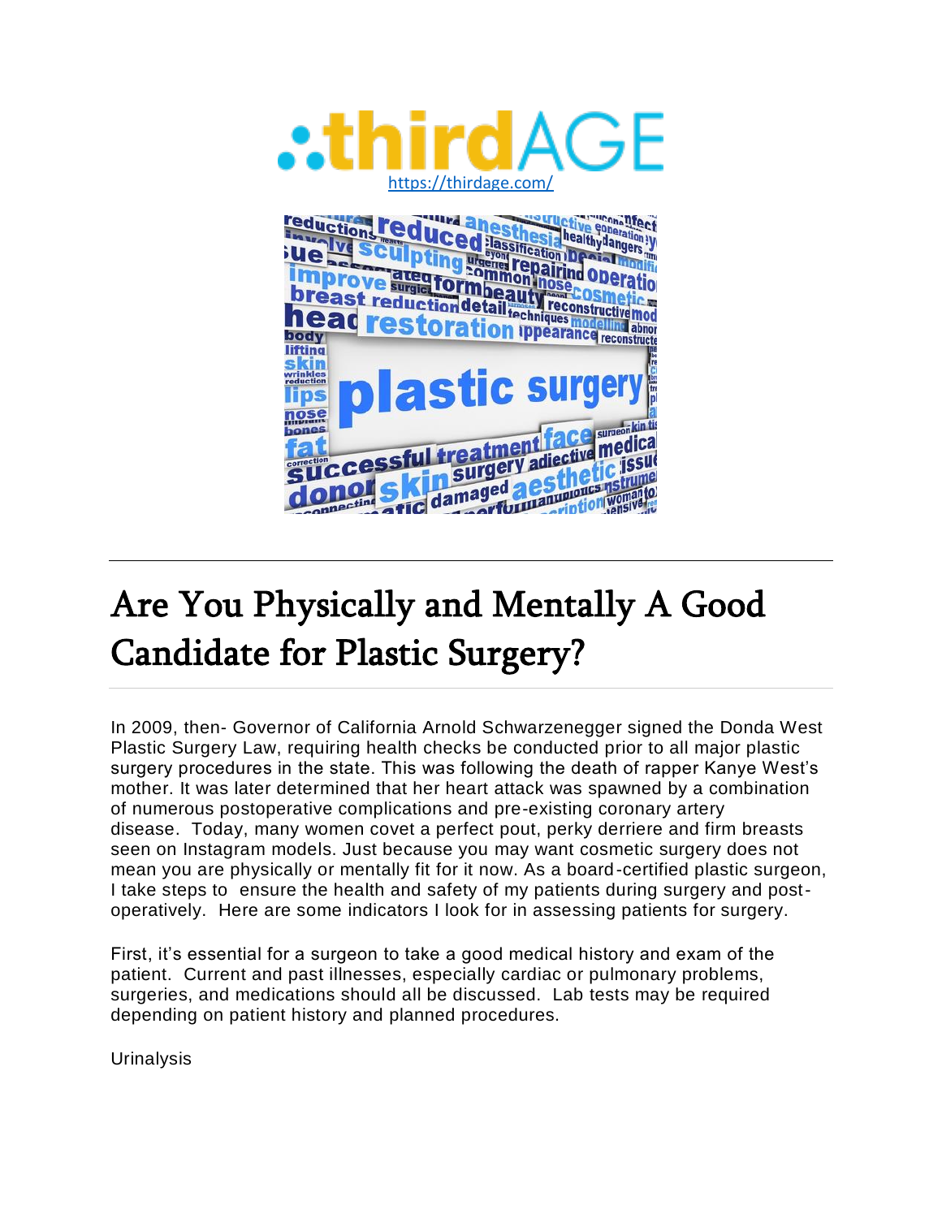https://thirdage.com/

# Are You Physically and Mentally A Good Candidate for Plastic Surgery?

In 2009, then- Governor of California Arnold Schwarzenegger signed the Donda West Plastic Surgery Law, requiring health checks be conducted prior to all major plastic surgery procedures in the state. This was following the death of rapper Kanye West's mother. It was later determined that her heart attack was spawned by a combination of numerous postoperative complications and pre-existing coronary artery disease. Today, many women covet a perfect pout, perky derriere and firm breasts seen on Instagram models. Just because you may want cosmetic surgery does not mean you are physically or mentally fit for it now. As a board-certified plastic surgeon, I take steps to ensure the health and safety of my patients during surgery and post-operatively. Here are some indicators I look for in assessing patients for surgery.

First, it's essential for a surgeon to take a good medical history and exam of the patient. Current and past illnesses, especially cardiac or pulmonary problems, surgeries, and medications should all be discussed. Lab tests may be required depending on patient history and planned procedures.

Urinalysis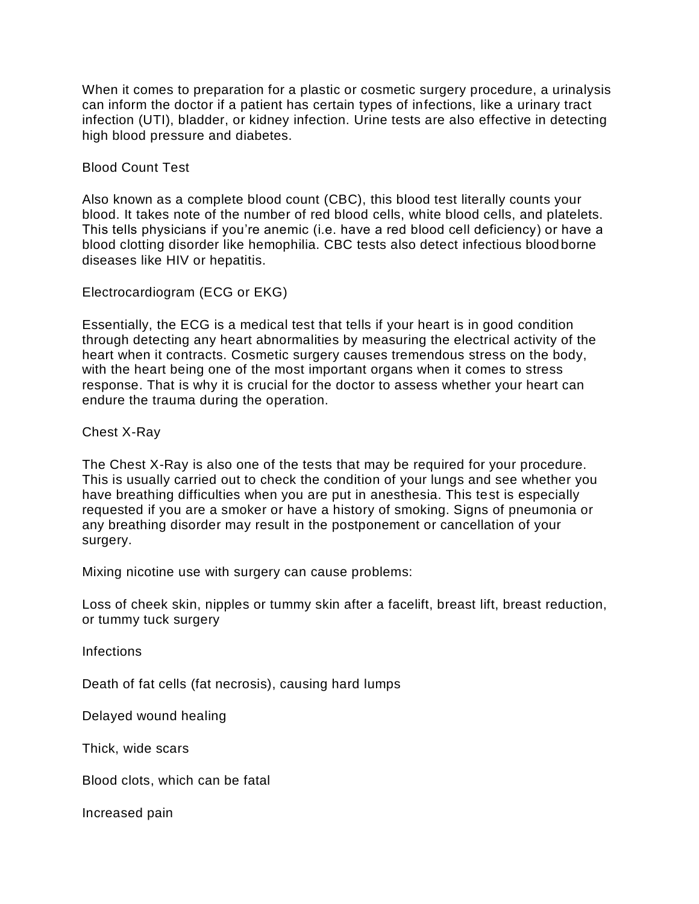When it comes to preparation for a plastic or cosmetic surgery procedure, a urinalysis can inform the doctor if a patient has certain types of infections, like a urinary tract infection (UTI), bladder, or kidney infection. Urine tests are also effective in detecting high blood pressure and diabetes.

## Blood Count Test

Also known as a complete blood count (CBC), this blood test literally counts your blood. It takes note of the number of red blood cells, white blood cells, and platelets. This tells physicians if you're anemic (i.e. have a red blood cell deficiency) or have a blood clotting disorder like hemophilia. CBC tests also detect infectious bloodborne diseases like HIV or hepatitis.

## Electrocardiogram (ECG or EKG)

Essentially, the ECG is a medical test that tells if your heart is in good condition through detecting any heart abnormalities by measuring the electrical activity of the heart when it contracts. Cosmetic surgery causes tremendous stress on the body, with the heart being one of the most important organs when it comes to stress response. That is why it is crucial for the doctor to assess whether your heart can endure the trauma during the operation.

## Chest X-Ray

The Chest X-Ray is also one of the tests that may be required for your procedure. This is usually carried out to check the condition of your lungs and see whether you have breathing difficulties when you are put in anesthesia. This test is especially requested if you are a smoker or have a history of smoking. Signs of pneumonia or any breathing disorder may result in the postponement or cancellation of your surgery.

Mixing nicotine use with surgery can cause problems:

- Loss of cheek skin, nipples or tummy skin after a facelift, breast lift, breast reduction, or tummy tuck surgery
- Infections
- Death of fat cells (fat necrosis), causing hard lumps
- Delayed wound healing
- Thick, wide scars
- Blood clots, which can be fatal
- Increased pain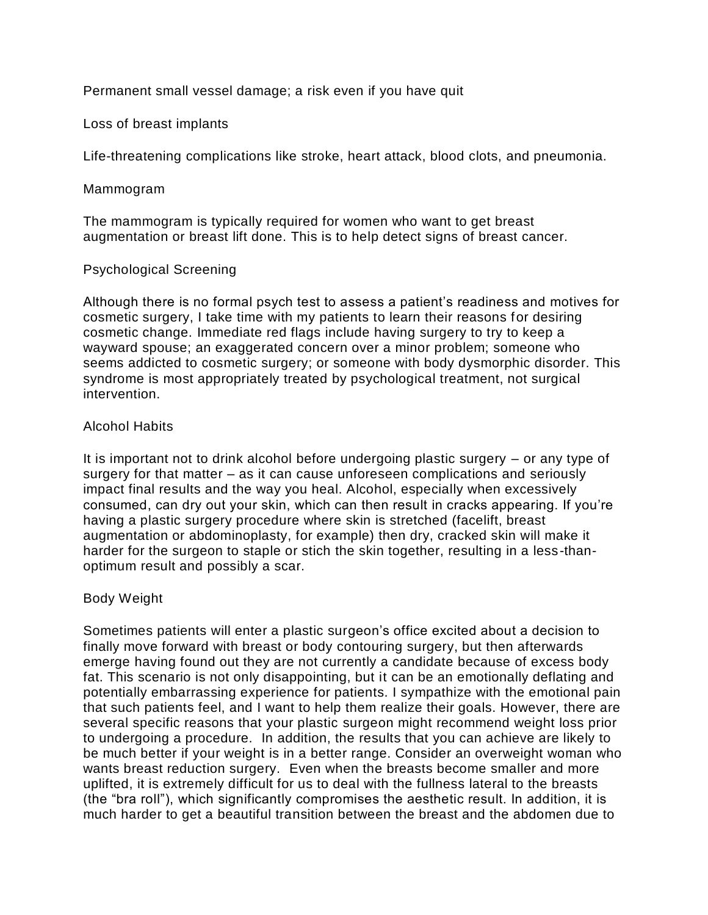Permanent small vessel damage; a risk even if you have quit

Loss of breast implants

Life-threatening complications like stroke, heart attack, blood clots, and pneumonia.

## Mammogram

The mammogram is typically required for women who want to get breast augmentation or breast lift done. This is to help detect signs of breast cancer.

## Psychological Screening

Although there is no formal psych test to assess a patient's readiness and motives for cosmetic surgery, I take time with my patients to learn their reasons for desiring cosmetic change. Immediate red flags include having surgery to try to keep a wayward spouse; an exaggerated concern over a minor problem; someone who seems addicted to cosmetic surgery; or someone with body dysmorphic disorder. This syndrome is most appropriately treated by psychological treatment, not surgical intervention.

## Alcohol Habits

It is important not to drink alcohol before undergoing plastic surgery – or any type of surgery for that matter – as it can cause unforeseen complications and seriously impact final results and the way you heal. Alcohol, especially when excessively consumed, can dry out your skin, which can then result in cracks appearing. If you're having a plastic surgery procedure where skin is stretched (facelift, breast augmentation or abdominoplasty, for example) then dry, cracked skin will make it harder for the surgeon to staple or stich the skin together, resulting in a less-than-optimum result and possibly a scar.

## Body Weight

Sometimes patients will enter a plastic surgeon's office excited about a decision to finally move forward with breast or body contouring surgery, but then afterwards emerge having found out they are not currently a candidate because of excess body fat. This scenario is not only disappointing, but it can be an emotionally deflating and potentially embarrassing experience for patients. I sympathize with the emotional pain that such patients feel, and I want to help them realize their goals. However, there are several specific reasons that your plastic surgeon might recommend weight loss prior to undergoing a procedure. In addition, the results that you can achieve are likely to be much better if your weight is in a better range. Consider an overweight woman who wants breast reduction surgery. Even when the breasts become smaller and more uplifted, it is extremely difficult for us to deal with the fullness lateral to the breasts (the "bra roll"), which significantly compromises the aesthetic result. In addition, it is much harder to get a beautiful transition between the breast and the abdomen due to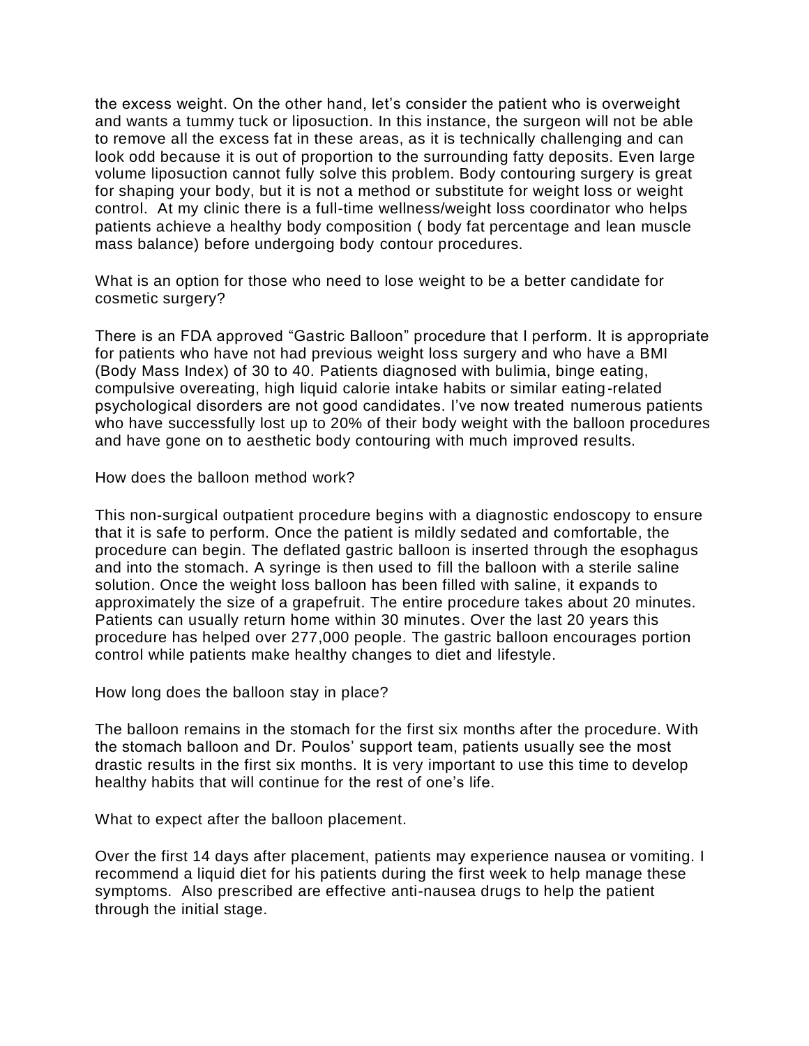the excess weight. On the other hand, let's consider the patient who is overweight and wants a tummy tuck or liposuction. In this instance, the surgeon will not be able to remove all the excess fat in these areas, as it is technically challenging and can look odd because it is out of proportion to the surrounding fatty deposits. Even large volume liposuction cannot fully solve this problem. Body contouring surgery is great for shaping your body, but it is not a method or substitute for weight loss or weight control. At my clinic there is a full-time wellness/weight loss coordinator who helps patients achieve a healthy body composition ( body fat percentage and lean muscle mass balance) before undergoing body contour procedures.

What is an option for those who need to lose weight to be a better candidate for cosmetic surgery?

There is an FDA approved "Gastric Balloon" procedure that I perform. It is appropriate for patients who have not had previous weight loss surgery and who have a BMI (Body Mass Index) of 30 to 40. Patients diagnosed with bulimia, binge eating, compulsive overeating, high liquid calorie intake habits or similar eating-related psychological disorders are not good candidates. I've now treated numerous patients who have successfully lost up to 20% of their body weight with the balloon procedures and have gone on to aesthetic body contouring with much improved results.

How does the balloon method work?

This non-surgical outpatient procedure begins with a diagnostic endoscopy to ensure that it is safe to perform. Once the patient is mildly sedated and comfortable, the procedure can begin. The deflated gastric balloon is inserted through the esophagus and into the stomach. A syringe is then used to fill the balloon with a sterile saline solution. Once the weight loss balloon has been filled with saline, it expands to approximately the size of a grapefruit. The entire procedure takes about 20 minutes. Patients can usually return home within 30 minutes. Over the last 20 years this procedure has helped over 277,000 people. The gastric balloon encourages portion control while patients make healthy changes to diet and lifestyle.

How long does the balloon stay in place?

The balloon remains in the stomach for the first six months after the procedure. With the stomach balloon and Dr. Poulos' support team, patients usually see the most drastic results in the first six months. It is very important to use this time to develop healthy habits that will continue for the rest of one's life.

What to expect after the balloon placement.

Over the first 14 days after placement, patients may experience nausea or vomiting. I recommend a liquid diet for his patients during the first week to help manage these symptoms. Also prescribed are effective anti-nausea drugs to help the patient through the initial stage.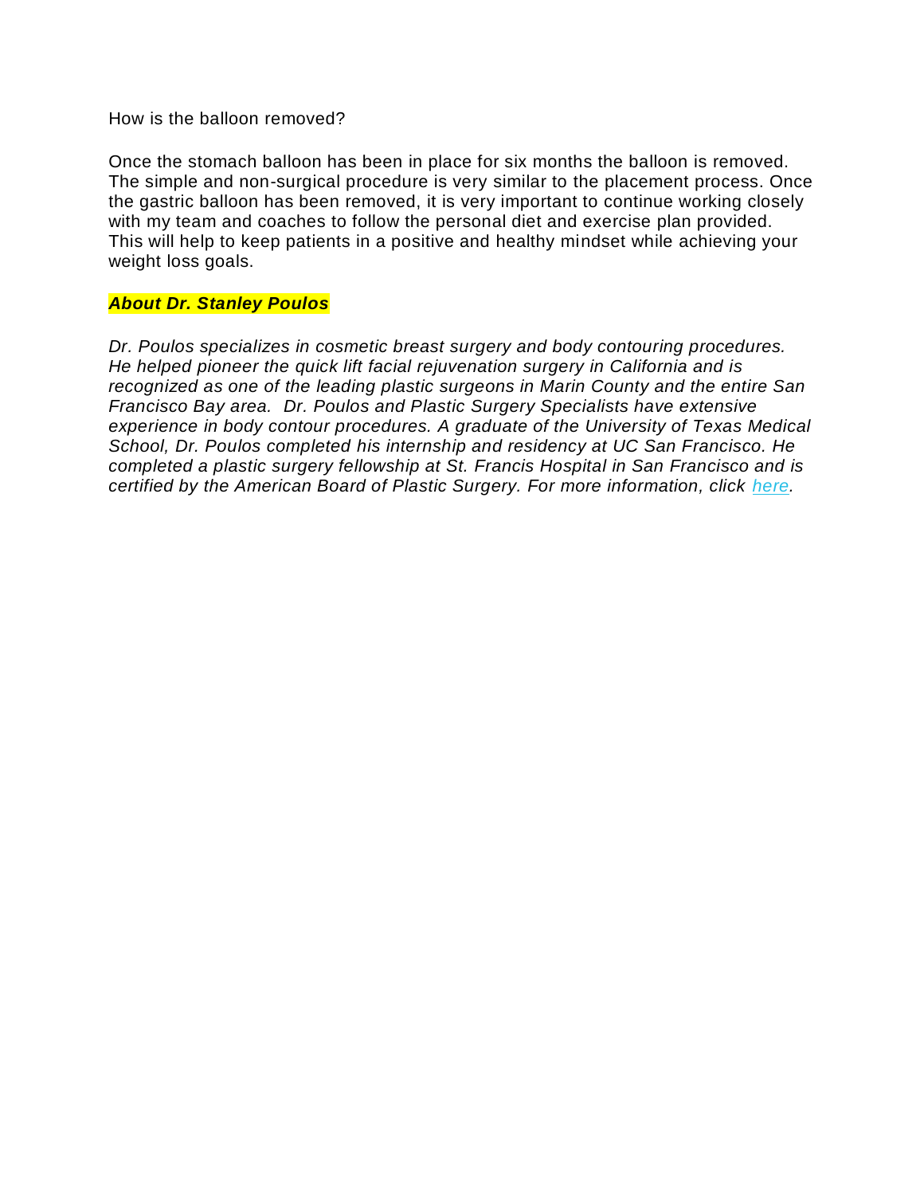How is the balloon removed?

Once the stomach balloon has been in place for six months the balloon is removed. The simple and non-surgical procedure is very similar to the placement process. Once the gastric balloon has been removed, it is very important to continue working closely with my team and coaches to follow the personal diet and exercise plan provided. This will help to keep patients in a positive and healthy mindset while achieving your weight loss goals.

***About Dr. Stanley Poulos***

*Dr. Poulos specializes in cosmetic breast surgery and body contouring procedures. He helped pioneer the quick lift facial rejuvenation surgery in California and is recognized as one of the leading plastic surgeons in Marin County and the entire San Francisco Bay area. Dr. Poulos and Plastic Surgery Specialists have extensive experience in body contour procedures. A graduate of the University of Texas Medical School, Dr. Poulos completed his internship and residency at UC San Francisco. He completed a plastic surgery fellowship at St. Francis Hospital in San Francisco and is certified by the American Board of Plastic Surgery. For more information, click here.*